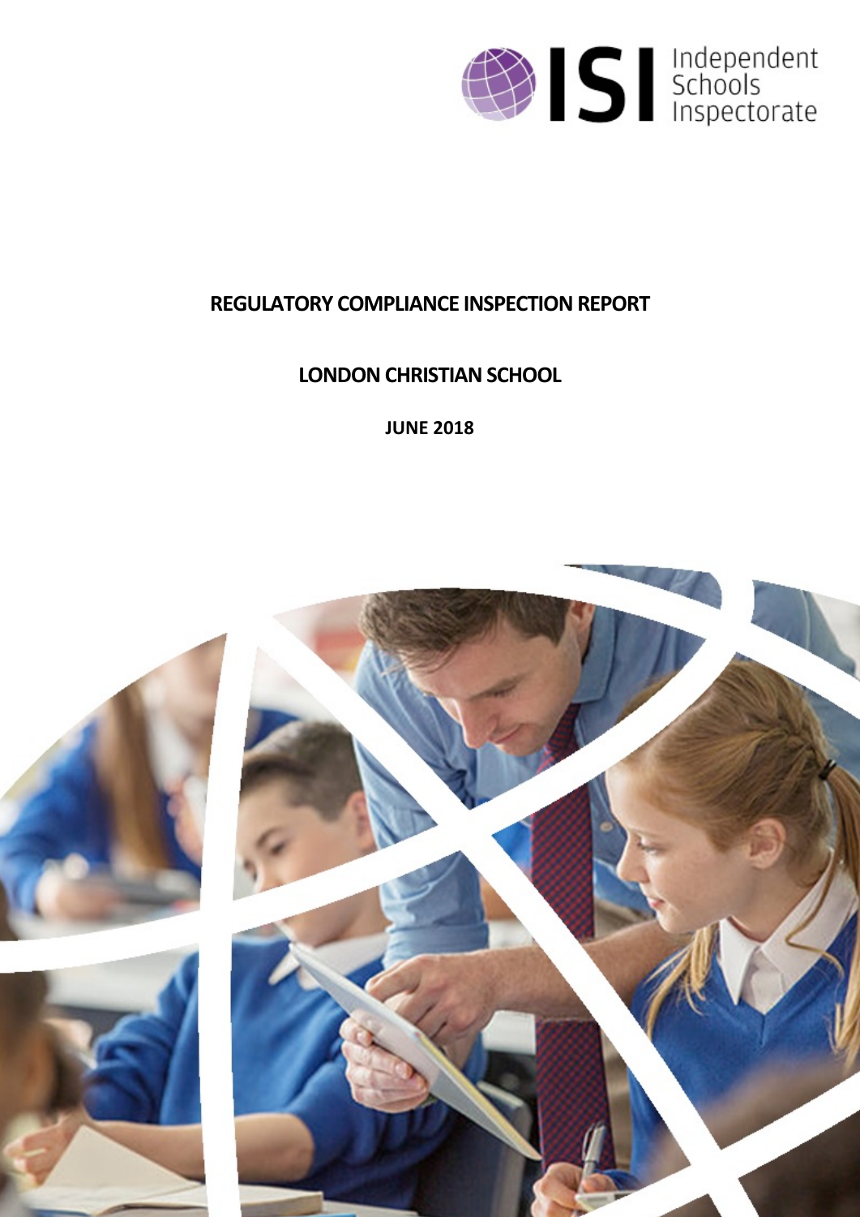Independent Schools Inspectorate

# REGULATORY COMPLIANCE INSPECTION REPORT

## LONDON CHRISTIAN SCHOOL

**JUNE 2018**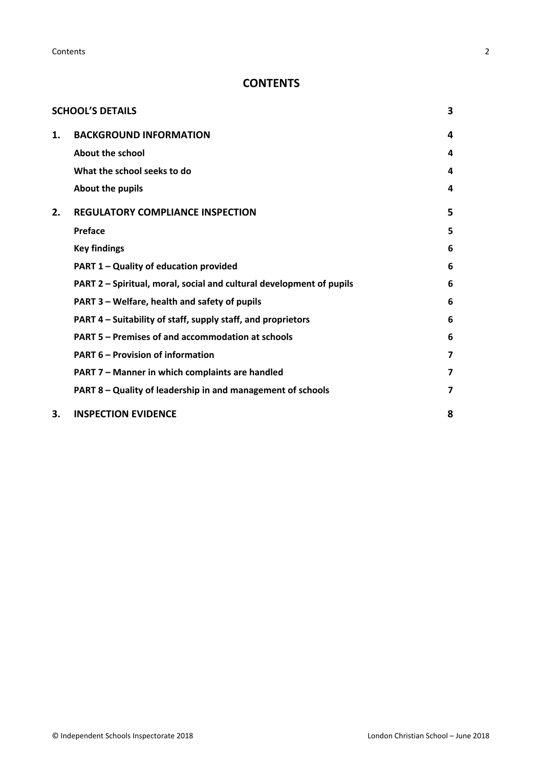# CONTENTS

| | | |
|---|---|---|
| **SCHOOL'S DETAILS** | | **3** |
| **1.** | **BACKGROUND INFORMATION** | **4** |
| | **About the school** | **4** |
| | **What the school seeks to do** | **4** |
| | **About the pupils** | **4** |
| **2.** | **REGULATORY COMPLIANCE INSPECTION** | **5** |
| | **Preface** | **5** |
| | **Key findings** | **6** |
| | **PART 1 – Quality of education provided** | **6** |
| | **PART 2 – Spiritual, moral, social and cultural development of pupils** | **6** |
| | **PART 3 – Welfare, health and safety of pupils** | **6** |
| | **PART 4 – Suitability of staff, supply staff, and proprietors** | **6** |
| | **PART 5 – Premises of and accommodation at schools** | **6** |
| | **PART 6 – Provision of information** | **7** |
| | **PART 7 – Manner in which complaints are handled** | **7** |
| | **PART 8 – Quality of leadership in and management of schools** | **7** |
| **3.** | **INSPECTION EVIDENCE** | **8** |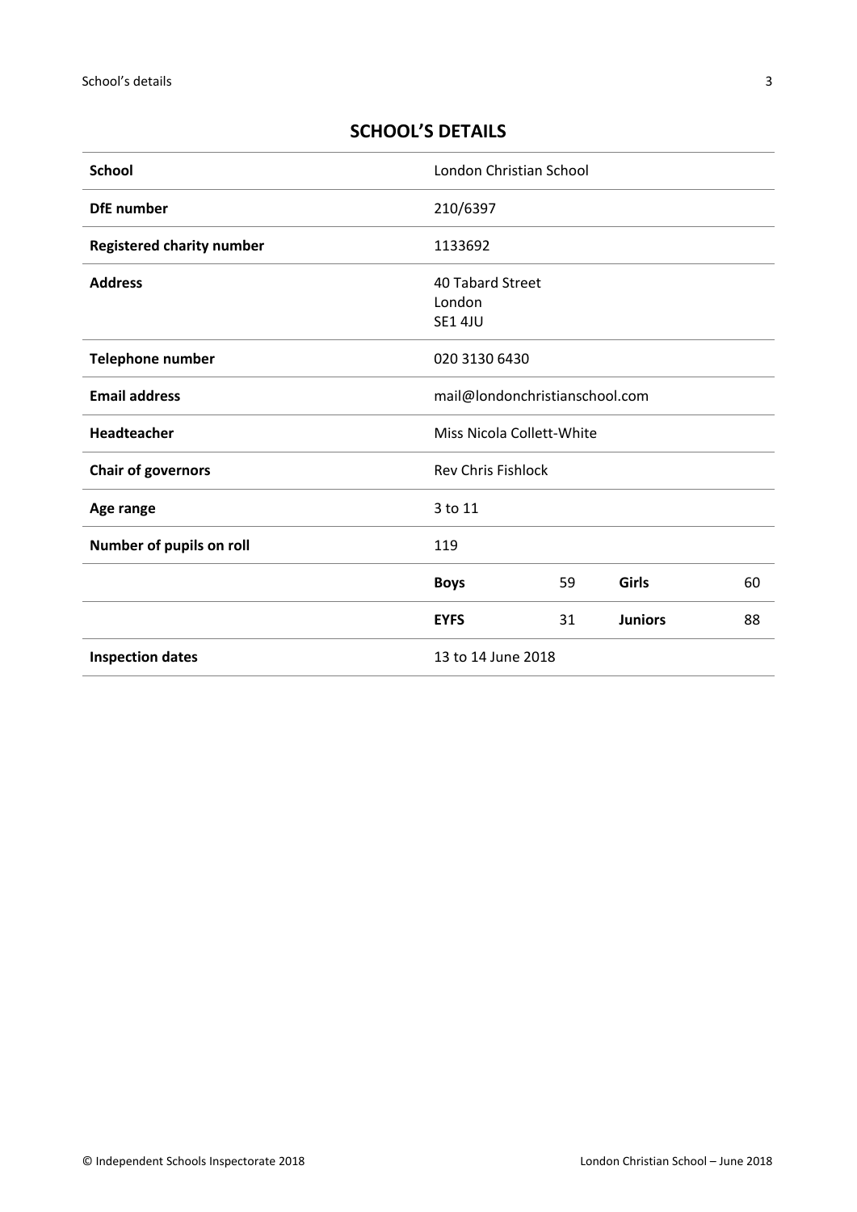## SCHOOL'S DETAILS

| | | | | |
|---|---|---|---|---|
| **School** | London Christian School | | | |
| **DfE number** | 210/6397 | | | |
| **Registered charity number** | 1133692 | | | |
| **Address** | 40 Tabard Street<br>London<br>SE1 4JU | | | |
| **Telephone number** | 020 3130 6430 | | | |
| **Email address** | mail@londonchristianschool.com | | | |
| **Headteacher** | Miss Nicola Collett-White | | | |
| **Chair of governors** | Rev Chris Fishlock | | | |
| **Age range** | 3 to 11 | | | |
| **Number of pupils on roll** | 119 | | | |
| | **Boys** | 59 | **Girls** | 60 |
| | **EYFS** | 31 | **Juniors** | 88 |
| **Inspection dates** | 13 to 14 June 2018 | | | |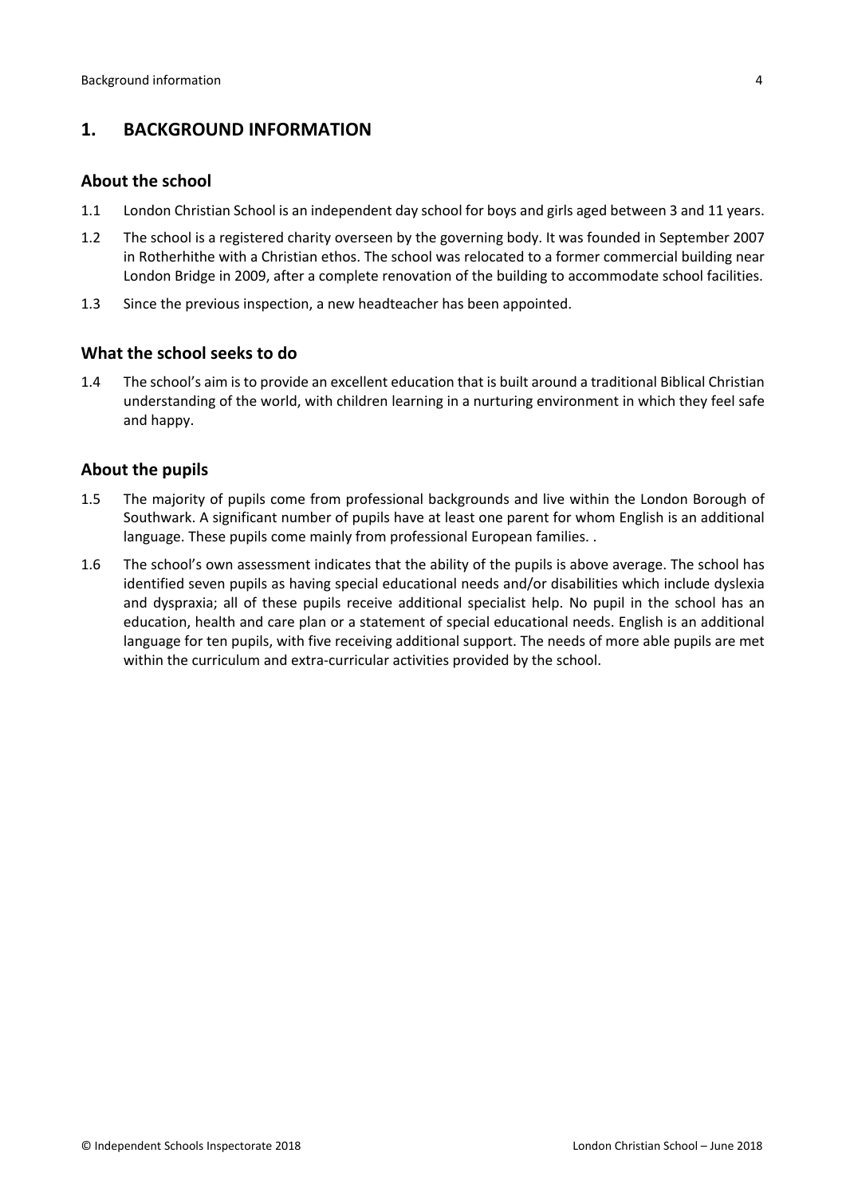## 1. BACKGROUND INFORMATION

### About the school

1.1 London Christian School is an independent day school for boys and girls aged between 3 and 11 years.

1.2 The school is a registered charity overseen by the governing body. It was founded in September 2007 in Rotherhithe with a Christian ethos. The school was relocated to a former commercial building near London Bridge in 2009, after a complete renovation of the building to accommodate school facilities.

1.3 Since the previous inspection, a new headteacher has been appointed.

### What the school seeks to do

1.4 The school's aim is to provide an excellent education that is built around a traditional Biblical Christian understanding of the world, with children learning in a nurturing environment in which they feel safe and happy.

### About the pupils

1.5 The majority of pupils come from professional backgrounds and live within the London Borough of Southwark. A significant number of pupils have at least one parent for whom English is an additional language. These pupils come mainly from professional European families. .

1.6 The school's own assessment indicates that the ability of the pupils is above average. The school has identified seven pupils as having special educational needs and/or disabilities which include dyslexia and dyspraxia; all of these pupils receive additional specialist help. No pupil in the school has an education, health and care plan or a statement of special educational needs. English is an additional language for ten pupils, with five receiving additional support. The needs of more able pupils are met within the curriculum and extra-curricular activities provided by the school.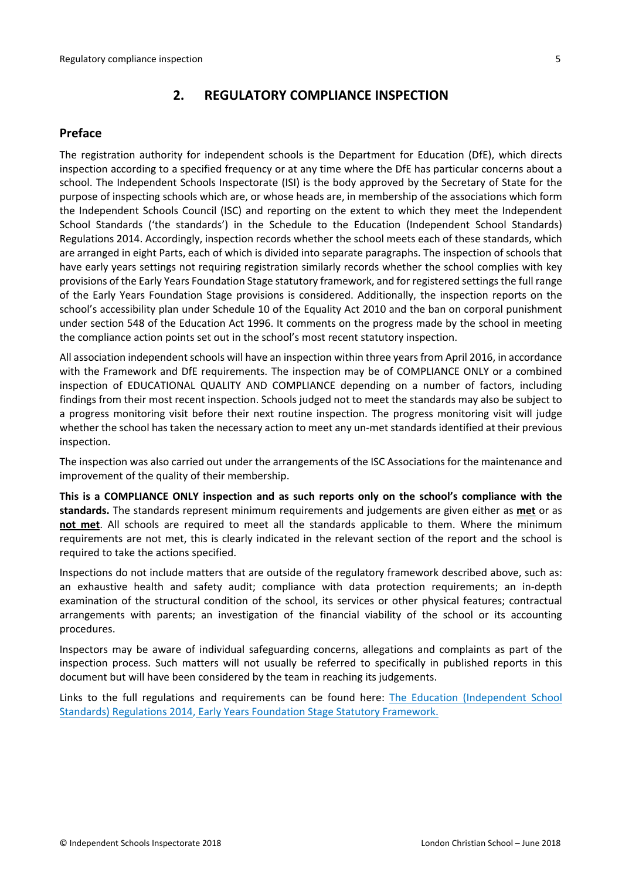## 2. REGULATORY COMPLIANCE INSPECTION

### Preface

The registration authority for independent schools is the Department for Education (DfE), which directs inspection according to a specified frequency or at any time where the DfE has particular concerns about a school. The Independent Schools Inspectorate (ISI) is the body approved by the Secretary of State for the purpose of inspecting schools which are, or whose heads are, in membership of the associations which form the Independent Schools Council (ISC) and reporting on the extent to which they meet the Independent School Standards ('the standards') in the Schedule to the Education (Independent School Standards) Regulations 2014. Accordingly, inspection records whether the school meets each of these standards, which are arranged in eight Parts, each of which is divided into separate paragraphs. The inspection of schools that have early years settings not requiring registration similarly records whether the school complies with key provisions of the Early Years Foundation Stage statutory framework, and for registered settings the full range of the Early Years Foundation Stage provisions is considered. Additionally, the inspection reports on the school's accessibility plan under Schedule 10 of the Equality Act 2010 and the ban on corporal punishment under section 548 of the Education Act 1996. It comments on the progress made by the school in meeting the compliance action points set out in the school's most recent statutory inspection.

All association independent schools will have an inspection within three years from April 2016, in accordance with the Framework and DfE requirements. The inspection may be of COMPLIANCE ONLY or a combined inspection of EDUCATIONAL QUALITY AND COMPLIANCE depending on a number of factors, including findings from their most recent inspection. Schools judged not to meet the standards may also be subject to a progress monitoring visit before their next routine inspection. The progress monitoring visit will judge whether the school has taken the necessary action to meet any un-met standards identified at their previous inspection.

The inspection was also carried out under the arrangements of the ISC Associations for the maintenance and improvement of the quality of their membership.

**This is a COMPLIANCE ONLY inspection and as such reports only on the school's compliance with the standards.** The standards represent minimum requirements and judgements are given either as **met** or as **not met**. All schools are required to meet all the standards applicable to them. Where the minimum requirements are not met, this is clearly indicated in the relevant section of the report and the school is required to take the actions specified.

Inspections do not include matters that are outside of the regulatory framework described above, such as: an exhaustive health and safety audit; compliance with data protection requirements; an in-depth examination of the structural condition of the school, its services or other physical features; contractual arrangements with parents; an investigation of the financial viability of the school or its accounting procedures.

Inspectors may be aware of individual safeguarding concerns, allegations and complaints as part of the inspection process. Such matters will not usually be referred to specifically in published reports in this document but will have been considered by the team in reaching its judgements.

Links to the full regulations and requirements can be found here: The Education (Independent School Standards) Regulations 2014, Early Years Foundation Stage Statutory Framework.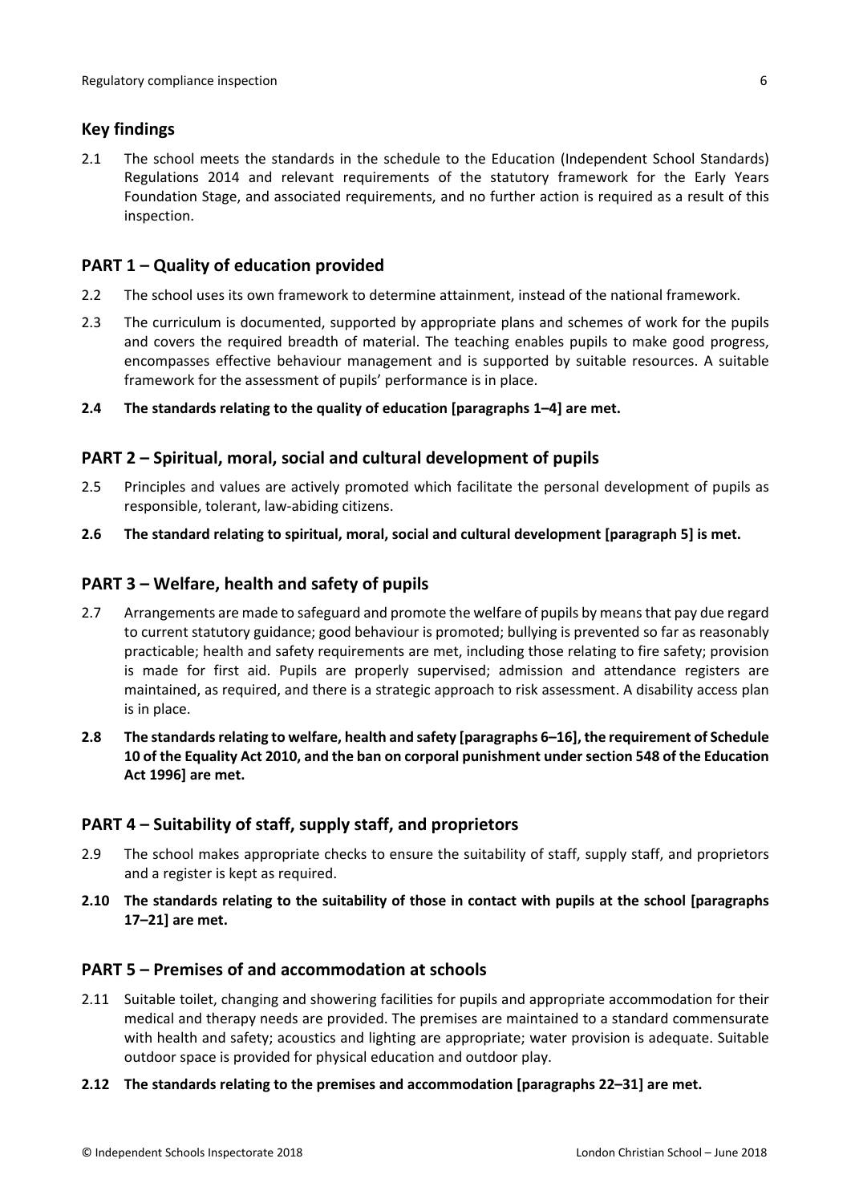## Key findings

2.1 The school meets the standards in the schedule to the Education (Independent School Standards) Regulations 2014 and relevant requirements of the statutory framework for the Early Years Foundation Stage, and associated requirements, and no further action is required as a result of this inspection.

## PART 1 – Quality of education provided

2.2 The school uses its own framework to determine attainment, instead of the national framework.

2.3 The curriculum is documented, supported by appropriate plans and schemes of work for the pupils and covers the required breadth of material. The teaching enables pupils to make good progress, encompasses effective behaviour management and is supported by suitable resources. A suitable framework for the assessment of pupils' performance is in place.

**2.4 The standards relating to the quality of education [paragraphs 1–4] are met.**

## PART 2 – Spiritual, moral, social and cultural development of pupils

2.5 Principles and values are actively promoted which facilitate the personal development of pupils as responsible, tolerant, law-abiding citizens.

**2.6 The standard relating to spiritual, moral, social and cultural development [paragraph 5] is met.**

## PART 3 – Welfare, health and safety of pupils

2.7 Arrangements are made to safeguard and promote the welfare of pupils by means that pay due regard to current statutory guidance; good behaviour is promoted; bullying is prevented so far as reasonably practicable; health and safety requirements are met, including those relating to fire safety; provision is made for first aid. Pupils are properly supervised; admission and attendance registers are maintained, as required, and there is a strategic approach to risk assessment. A disability access plan is in place.

**2.8 The standards relating to welfare, health and safety [paragraphs 6–16], the requirement of Schedule 10 of the Equality Act 2010, and the ban on corporal punishment under section 548 of the Education Act 1996] are met.**

## PART 4 – Suitability of staff, supply staff, and proprietors

2.9 The school makes appropriate checks to ensure the suitability of staff, supply staff, and proprietors and a register is kept as required.

**2.10 The standards relating to the suitability of those in contact with pupils at the school [paragraphs 17–21] are met.**

## PART 5 – Premises of and accommodation at schools

2.11 Suitable toilet, changing and showering facilities for pupils and appropriate accommodation for their medical and therapy needs are provided. The premises are maintained to a standard commensurate with health and safety; acoustics and lighting are appropriate; water provision is adequate. Suitable outdoor space is provided for physical education and outdoor play.

**2.12 The standards relating to the premises and accommodation [paragraphs 22–31] are met.**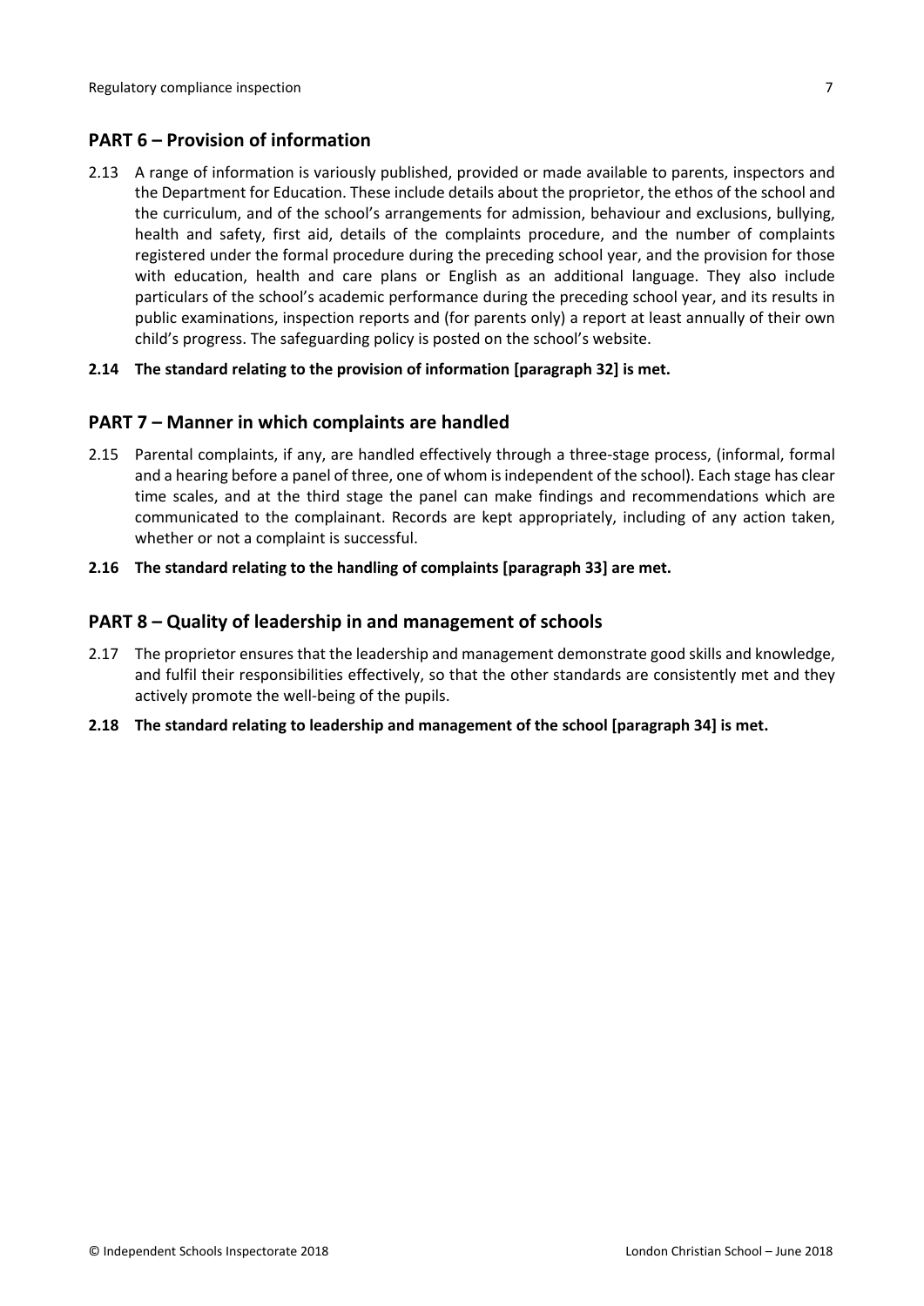## PART 6 – Provision of information

2.13 A range of information is variously published, provided or made available to parents, inspectors and the Department for Education. These include details about the proprietor, the ethos of the school and the curriculum, and of the school's arrangements for admission, behaviour and exclusions, bullying, health and safety, first aid, details of the complaints procedure, and the number of complaints registered under the formal procedure during the preceding school year, and the provision for those with education, health and care plans or English as an additional language. They also include particulars of the school's academic performance during the preceding school year, and its results in public examinations, inspection reports and (for parents only) a report at least annually of their own child's progress. The safeguarding policy is posted on the school's website.

**2.14 The standard relating to the provision of information [paragraph 32] is met.**

## PART 7 – Manner in which complaints are handled

2.15 Parental complaints, if any, are handled effectively through a three-stage process, (informal, formal and a hearing before a panel of three, one of whom is independent of the school). Each stage has clear time scales, and at the third stage the panel can make findings and recommendations which are communicated to the complainant. Records are kept appropriately, including of any action taken, whether or not a complaint is successful.

**2.16 The standard relating to the handling of complaints [paragraph 33] are met.**

## PART 8 – Quality of leadership in and management of schools

2.17 The proprietor ensures that the leadership and management demonstrate good skills and knowledge, and fulfil their responsibilities effectively, so that the other standards are consistently met and they actively promote the well-being of the pupils.

**2.18 The standard relating to leadership and management of the school [paragraph 34] is met.**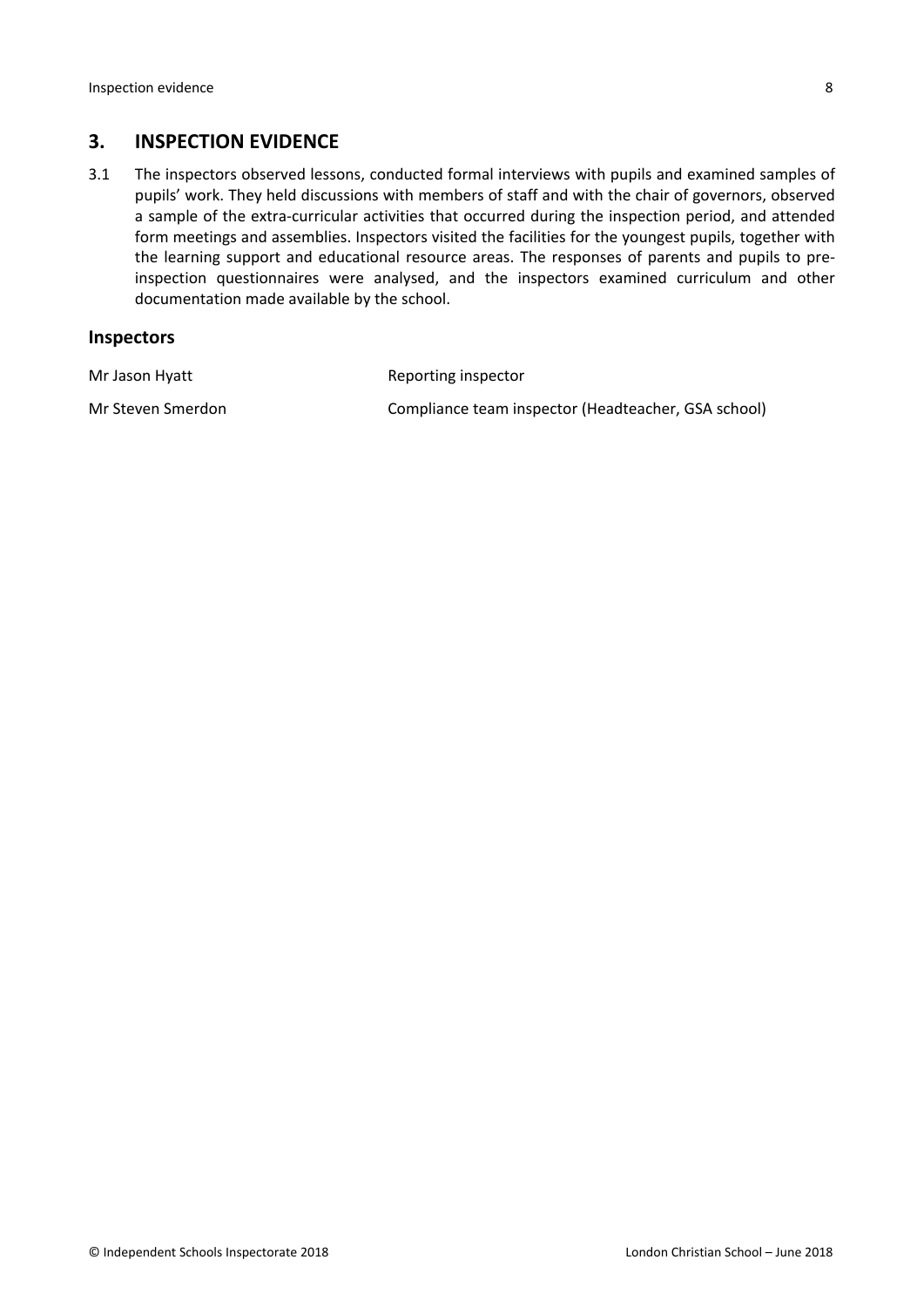## 3. INSPECTION EVIDENCE

3.1 The inspectors observed lessons, conducted formal interviews with pupils and examined samples of pupils' work. They held discussions with members of staff and with the chair of governors, observed a sample of the extra-curricular activities that occurred during the inspection period, and attended form meetings and assemblies. Inspectors visited the facilities for the youngest pupils, together with the learning support and educational resource areas. The responses of parents and pupils to pre-inspection questionnaires were analysed, and the inspectors examined curriculum and other documentation made available by the school.

### Inspectors

| | |
|---|---|
| Mr Jason Hyatt | Reporting inspector |
| Mr Steven Smerdon | Compliance team inspector (Headteacher, GSA school) |